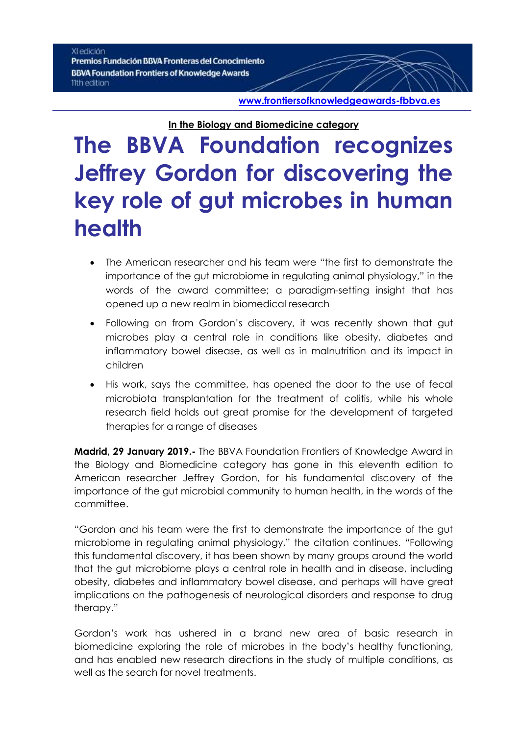XI edición
Premios Fundación BBVA Fronteras del Conocimiento
BBVA Foundation Frontiers of Knowledge Awards
11th edition

**www.frontiersofknowledgeawards-fbbva.es**

**In the Biology and Biomedicine category**

# The BBVA Foundation recognizes Jeffrey Gordon for discovering the key role of gut microbes in human health

- The American researcher and his team were "the first to demonstrate the importance of the gut microbiome in regulating animal physiology," in the words of the award committee; a paradigm-setting insight that has opened up a new realm in biomedical research
- Following on from Gordon's discovery, it was recently shown that gut microbes play a central role in conditions like obesity, diabetes and inflammatory bowel disease, as well as in malnutrition and its impact in children
- His work, says the committee, has opened the door to the use of fecal microbiota transplantation for the treatment of colitis, while his whole research field holds out great promise for the development of targeted therapies for a range of diseases

**Madrid, 29 January 2019.-** The BBVA Foundation Frontiers of Knowledge Award in the Biology and Biomedicine category has gone in this eleventh edition to American researcher Jeffrey Gordon, for his fundamental discovery of the importance of the gut microbial community to human health, in the words of the committee.

"Gordon and his team were the first to demonstrate the importance of the gut microbiome in regulating animal physiology," the citation continues. "Following this fundamental discovery, it has been shown by many groups around the world that the gut microbiome plays a central role in health and in disease, including obesity, diabetes and inflammatory bowel disease, and perhaps will have great implications on the pathogenesis of neurological disorders and response to drug therapy."

Gordon's work has ushered in a brand new area of basic research in biomedicine exploring the role of microbes in the body's healthy functioning, and has enabled new research directions in the study of multiple conditions, as well as the search for novel treatments.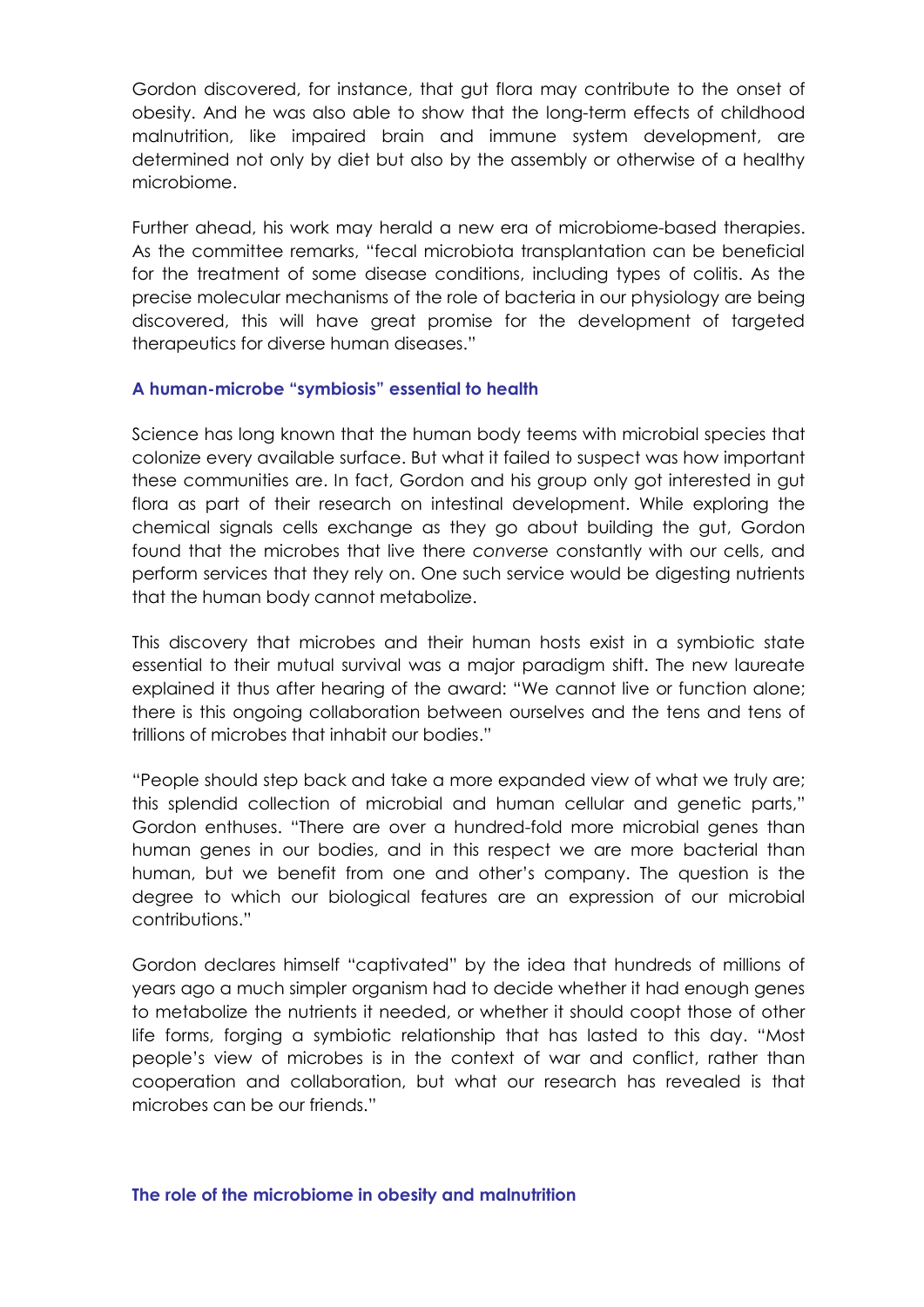Gordon discovered, for instance, that gut flora may contribute to the onset of obesity. And he was also able to show that the long-term effects of childhood malnutrition, like impaired brain and immune system development, are determined not only by diet but also by the assembly or otherwise of a healthy microbiome.

Further ahead, his work may herald a new era of microbiome-based therapies. As the committee remarks, "fecal microbiota transplantation can be beneficial for the treatment of some disease conditions, including types of colitis. As the precise molecular mechanisms of the role of bacteria in our physiology are being discovered, this will have great promise for the development of targeted therapeutics for diverse human diseases."

### A human-microbe "symbiosis" essential to health

Science has long known that the human body teems with microbial species that colonize every available surface. But what it failed to suspect was how important these communities are. In fact, Gordon and his group only got interested in gut flora as part of their research on intestinal development. While exploring the chemical signals cells exchange as they go about building the gut, Gordon found that the microbes that live there *converse* constantly with our cells, and perform services that they rely on. One such service would be digesting nutrients that the human body cannot metabolize.

This discovery that microbes and their human hosts exist in a symbiotic state essential to their mutual survival was a major paradigm shift. The new laureate explained it thus after hearing of the award: "We cannot live or function alone; there is this ongoing collaboration between ourselves and the tens and tens of trillions of microbes that inhabit our bodies."

"People should step back and take a more expanded view of what we truly are; this splendid collection of microbial and human cellular and genetic parts," Gordon enthuses. "There are over a hundred-fold more microbial genes than human genes in our bodies, and in this respect we are more bacterial than human, but we benefit from one and other's company. The question is the degree to which our biological features are an expression of our microbial contributions."

Gordon declares himself "captivated" by the idea that hundreds of millions of years ago a much simpler organism had to decide whether it had enough genes to metabolize the nutrients it needed, or whether it should coopt those of other life forms, forging a symbiotic relationship that has lasted to this day. "Most people's view of microbes is in the context of war and conflict, rather than cooperation and collaboration, but what our research has revealed is that microbes can be our friends."

### The role of the microbiome in obesity and malnutrition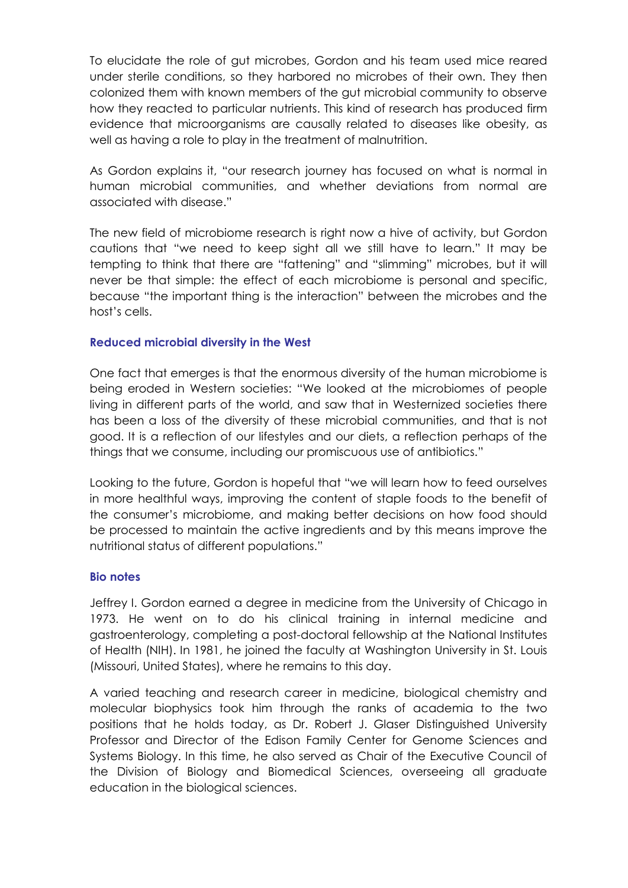To elucidate the role of gut microbes, Gordon and his team used mice reared under sterile conditions, so they harbored no microbes of their own. They then colonized them with known members of the gut microbial community to observe how they reacted to particular nutrients. This kind of research has produced firm evidence that microorganisms are causally related to diseases like obesity, as well as having a role to play in the treatment of malnutrition.

As Gordon explains it, "our research journey has focused on what is normal in human microbial communities, and whether deviations from normal are associated with disease."

The new field of microbiome research is right now a hive of activity, but Gordon cautions that "we need to keep sight all we still have to learn." It may be tempting to think that there are "fattening" and "slimming" microbes, but it will never be that simple: the effect of each microbiome is personal and specific, because "the important thing is the interaction" between the microbes and the host's cells.

## Reduced microbial diversity in the West

One fact that emerges is that the enormous diversity of the human microbiome is being eroded in Western societies: "We looked at the microbiomes of people living in different parts of the world, and saw that in Westernized societies there has been a loss of the diversity of these microbial communities, and that is not good. It is a reflection of our lifestyles and our diets, a reflection perhaps of the things that we consume, including our promiscuous use of antibiotics."

Looking to the future, Gordon is hopeful that "we will learn how to feed ourselves in more healthful ways, improving the content of staple foods to the benefit of the consumer's microbiome, and making better decisions on how food should be processed to maintain the active ingredients and by this means improve the nutritional status of different populations."

## Bio notes

Jeffrey I. Gordon earned a degree in medicine from the University of Chicago in 1973. He went on to do his clinical training in internal medicine and gastroenterology, completing a post-doctoral fellowship at the National Institutes of Health (NIH). In 1981, he joined the faculty at Washington University in St. Louis (Missouri, United States), where he remains to this day.

A varied teaching and research career in medicine, biological chemistry and molecular biophysics took him through the ranks of academia to the two positions that he holds today, as Dr. Robert J. Glaser Distinguished University Professor and Director of the Edison Family Center for Genome Sciences and Systems Biology. In this time, he also served as Chair of the Executive Council of the Division of Biology and Biomedical Sciences, overseeing all graduate education in the biological sciences.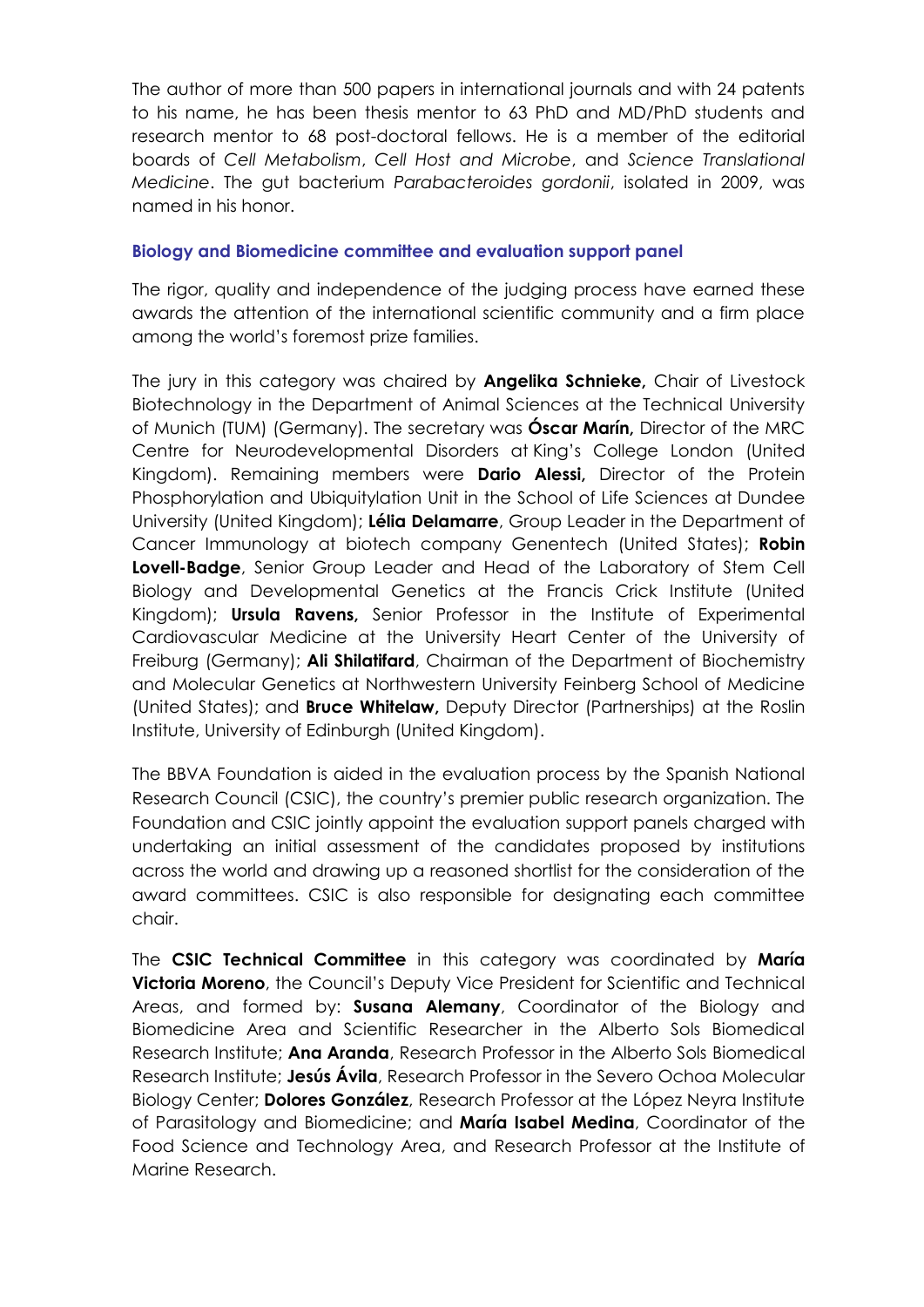The author of more than 500 papers in international journals and with 24 patents to his name, he has been thesis mentor to 63 PhD and MD/PhD students and research mentor to 68 post-doctoral fellows. He is a member of the editorial boards of *Cell Metabolism*, *Cell Host and Microbe*, and *Science Translational Medicine*. The gut bacterium *Parabacteroides gordonii*, isolated in 2009, was named in his honor.

### Biology and Biomedicine committee and evaluation support panel

The rigor, quality and independence of the judging process have earned these awards the attention of the international scientific community and a firm place among the world's foremost prize families.

The jury in this category was chaired by **Angelika Schnieke,** Chair of Livestock Biotechnology in the Department of Animal Sciences at the Technical University of Munich (TUM) (Germany). The secretary was **Óscar Marín,** Director of the MRC Centre for Neurodevelopmental Disorders at King's College London (United Kingdom). Remaining members were **Dario Alessi,** Director of the Protein Phosphorylation and Ubiquitylation Unit in the School of Life Sciences at Dundee University (United Kingdom); **Lélia Delamarre**, Group Leader in the Department of Cancer Immunology at biotech company Genentech (United States); **Robin Lovell-Badge**, Senior Group Leader and Head of the Laboratory of Stem Cell Biology and Developmental Genetics at the Francis Crick Institute (United Kingdom); **Ursula Ravens,** Senior Professor in the Institute of Experimental Cardiovascular Medicine at the University Heart Center of the University of Freiburg (Germany); **Ali Shilatifard**, Chairman of the Department of Biochemistry and Molecular Genetics at Northwestern University Feinberg School of Medicine (United States); and **Bruce Whitelaw,** Deputy Director (Partnerships) at the Roslin Institute, University of Edinburgh (United Kingdom).

The BBVA Foundation is aided in the evaluation process by the Spanish National Research Council (CSIC), the country's premier public research organization. The Foundation and CSIC jointly appoint the evaluation support panels charged with undertaking an initial assessment of the candidates proposed by institutions across the world and drawing up a reasoned shortlist for the consideration of the award committees. CSIC is also responsible for designating each committee chair.

The **CSIC Technical Committee** in this category was coordinated by **María Victoria Moreno**, the Council's Deputy Vice President for Scientific and Technical Areas, and formed by: **Susana Alemany**, Coordinator of the Biology and Biomedicine Area and Scientific Researcher in the Alberto Sols Biomedical Research Institute; **Ana Aranda**, Research Professor in the Alberto Sols Biomedical Research Institute; **Jesús Ávila**, Research Professor in the Severo Ochoa Molecular Biology Center; **Dolores González**, Research Professor at the López Neyra Institute of Parasitology and Biomedicine; and **María Isabel Medina**, Coordinator of the Food Science and Technology Area, and Research Professor at the Institute of Marine Research.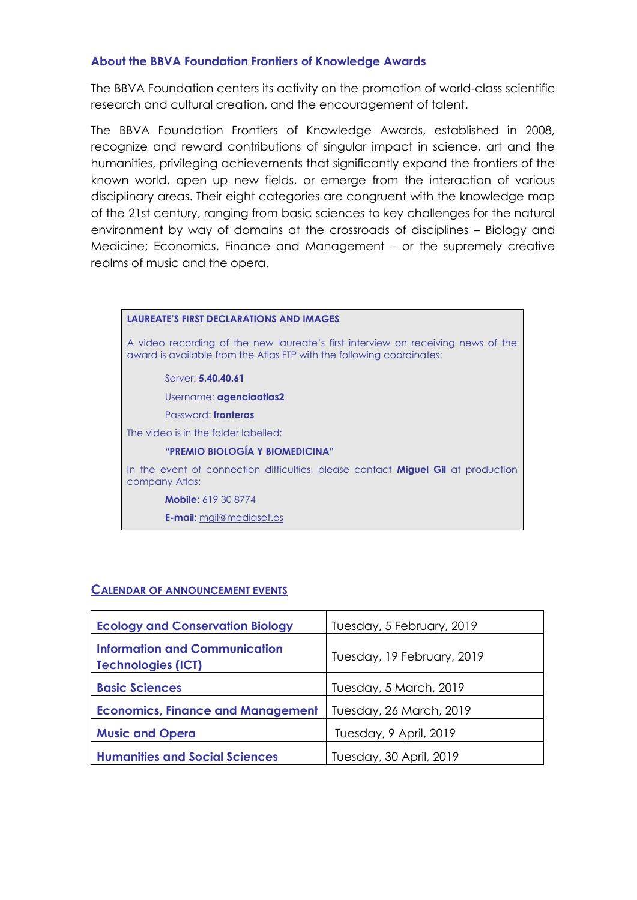### About the BBVA Foundation Frontiers of Knowledge Awards

The BBVA Foundation centers its activity on the promotion of world-class scientific research and cultural creation, and the encouragement of talent.

The BBVA Foundation Frontiers of Knowledge Awards, established in 2008, recognize and reward contributions of singular impact in science, art and the humanities, privileging achievements that significantly expand the frontiers of the known world, open up new fields, or emerge from the interaction of various disciplinary areas. Their eight categories are congruent with the knowledge map of the 21st century, ranging from basic sciences to key challenges for the natural environment by way of domains at the crossroads of disciplines – Biology and Medicine; Economics, Finance and Management – or the supremely creative realms of music and the opera.

**LAUREATE'S FIRST DECLARATIONS AND IMAGES**

A video recording of the new laureate's first interview on receiving news of the award is available from the Atlas FTP with the following coordinates:

Server: **5.40.40.61**

Username: **agenciaatlas2**

Password: **fronteras**

The video is in the folder labelled:

**"PREMIO BIOLOGÍA Y BIOMEDICINA"**

In the event of connection difficulties, please contact **Miguel Gil** at production company Atlas:

**Mobile**: 619 30 8774

**E-mail**: mgil@mediaset.es

### CALENDAR OF ANNOUNCEMENT EVENTS

| | |
|---|---|
| **Ecology and Conservation Biology** | Tuesday, 5 February, 2019 |
| **Information and Communication Technologies (ICT)** | Tuesday, 19 February, 2019 |
| **Basic Sciences** | Tuesday, 5 March, 2019 |
| **Economics, Finance and Management** | Tuesday, 26 March, 2019 |
| **Music and Opera** | Tuesday, 9 April, 2019 |
| **Humanities and Social Sciences** | Tuesday, 30 April, 2019 |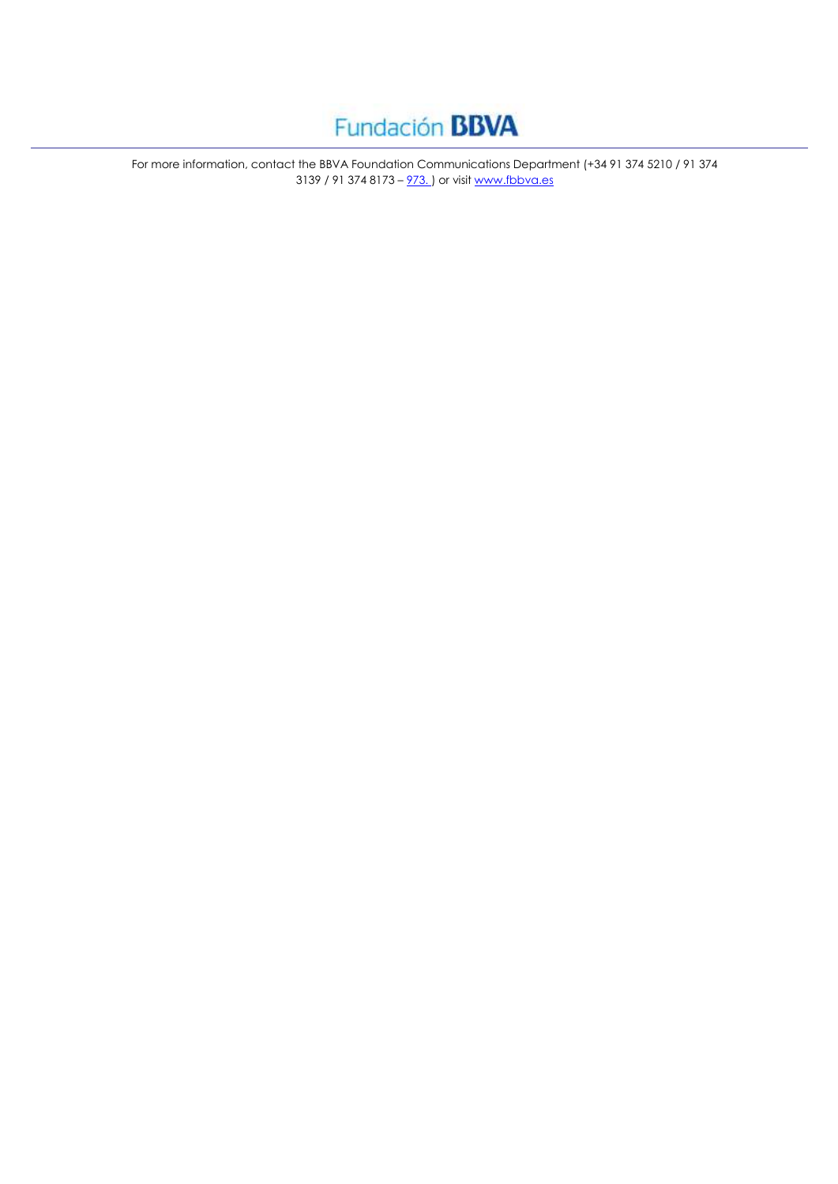Fundación BBVA

For more information, contact the BBVA Foundation Communications Department (+34 91 374 5210 / 91 374 3139 / 91 374 8173 – 973. ) or visit www.fbbva.es